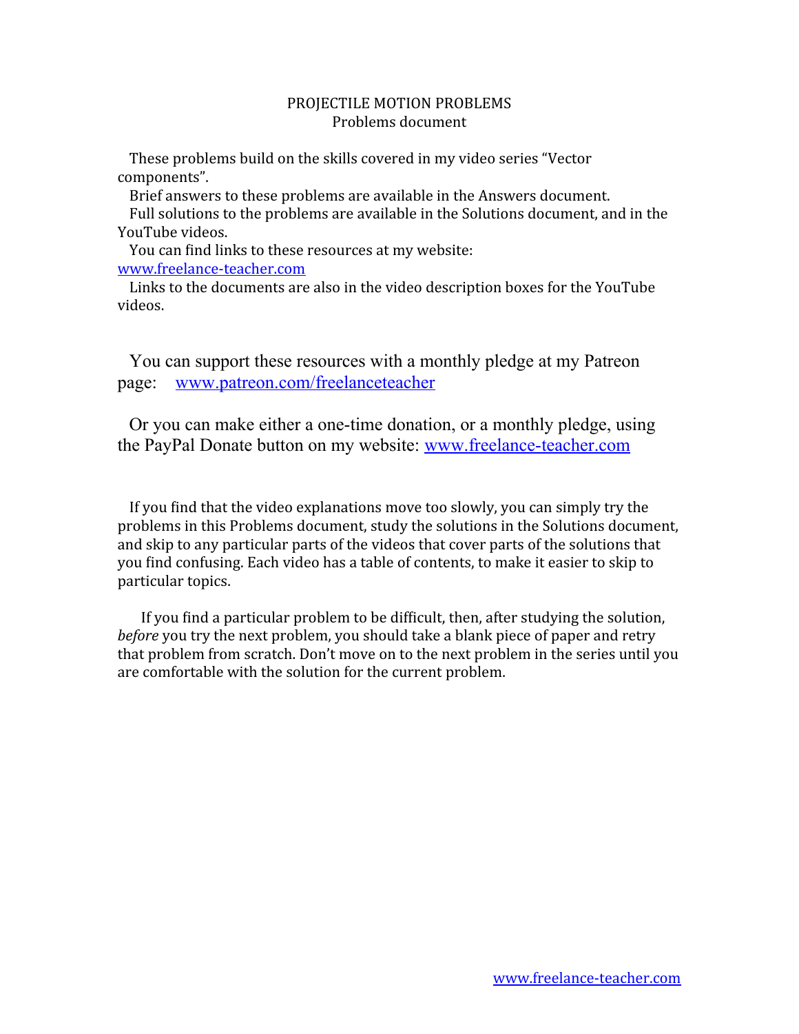# PROJECTILE MOTION PROBLEMS

## Problems document

These problems build on the skills covered in my video series "Vector components".

Brief answers to these problems are available in the Answers document.

Full solutions to the problems are available in the Solutions document, and in the YouTube videos.

You can find links to these resources at my website: www.freelance-teacher.com

Links to the documents are also in the video description boxes for the YouTube videos.

You can support these resources with a monthly pledge at my Patreon page: www.patreon.com/freelanceteacher

Or you can make either a one-time donation, or a monthly pledge, using the PayPal Donate button on my website: www.freelance-teacher.com

If you find that the video explanations move too slowly, you can simply try the problems in this Problems document, study the solutions in the Solutions document, and skip to any particular parts of the videos that cover parts of the solutions that you find confusing. Each video has a table of contents, to make it easier to skip to particular topics.

If you find a particular problem to be difficult, then, after studying the solution, *before* you try the next problem, you should take a blank piece of paper and retry that problem from scratch. Don't move on to the next problem in the series until you are comfortable with the solution for the current problem.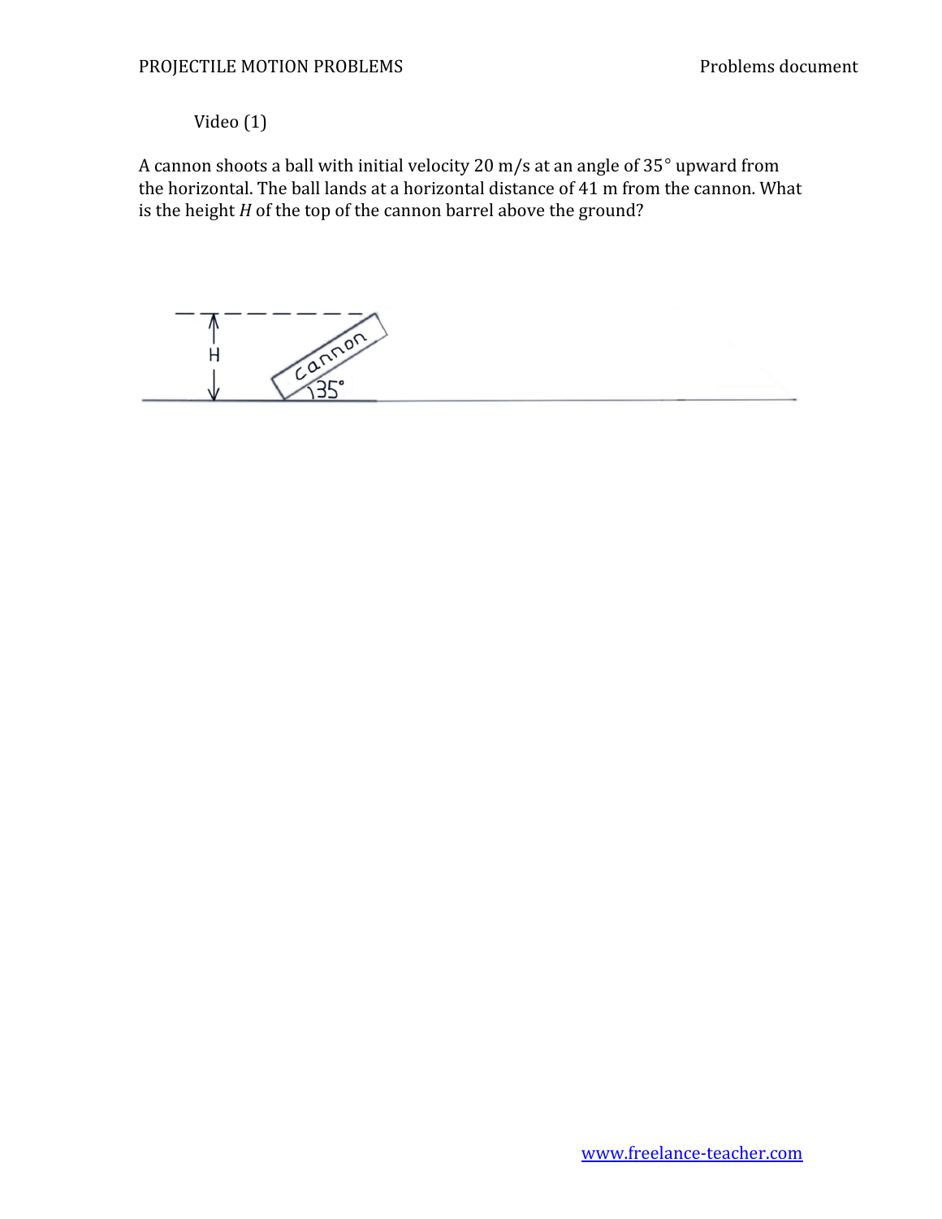Video (1)

A cannon shoots a ball with initial velocity 20 m/s at an angle of 35° upward from the horizontal. The ball lands at a horizontal distance of 41 m from the cannon. What is the height *H* of the top of the cannon barrel above the ground?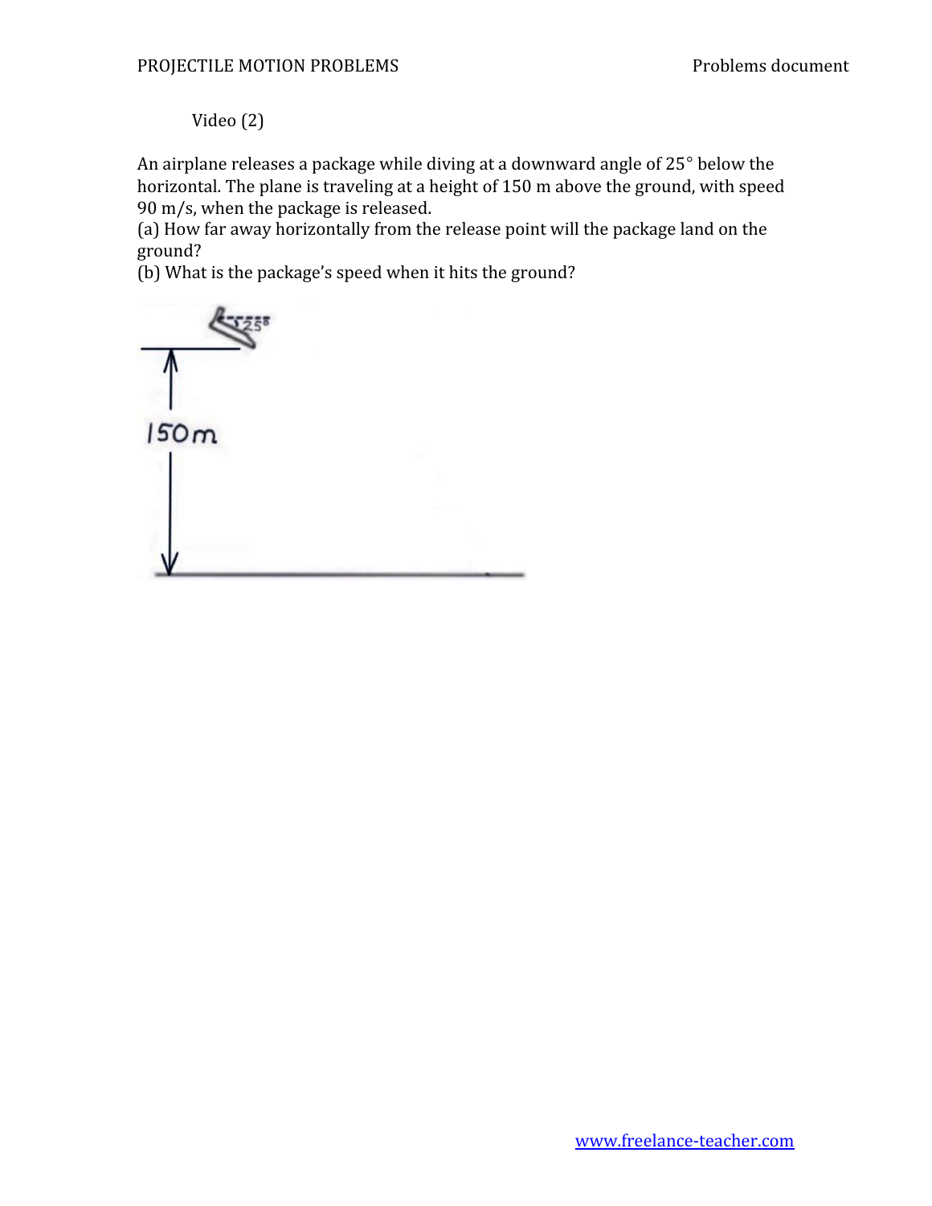Video (2)

An airplane releases a package while diving at a downward angle of 25° below the horizontal. The plane is traveling at a height of 150 m above the ground, with speed 90 m/s, when the package is released.

(a) How far away horizontally from the release point will the package land on the ground?

(b) What is the package's speed when it hits the ground?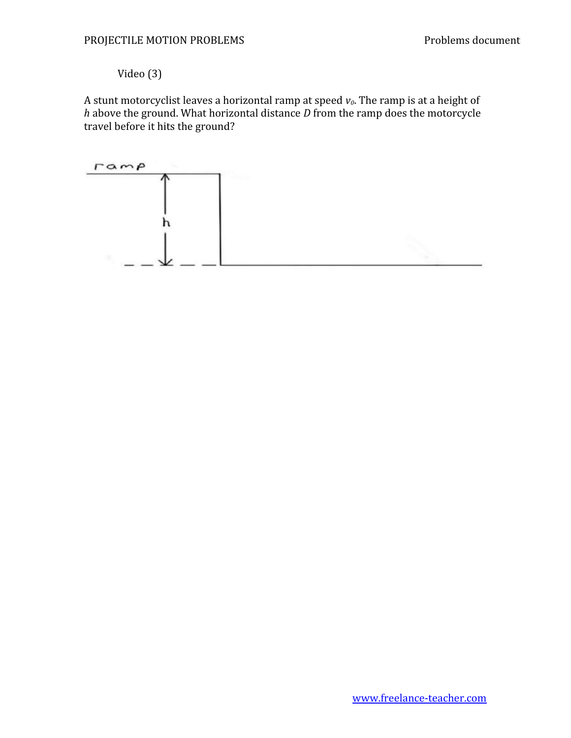Video (3)

A stunt motorcyclist leaves a horizontal ramp at speed $v_0$. The ramp is at a height of $h$ above the ground. What horizontal distance $D$ from the ramp does the motorcycle travel before it hits the ground?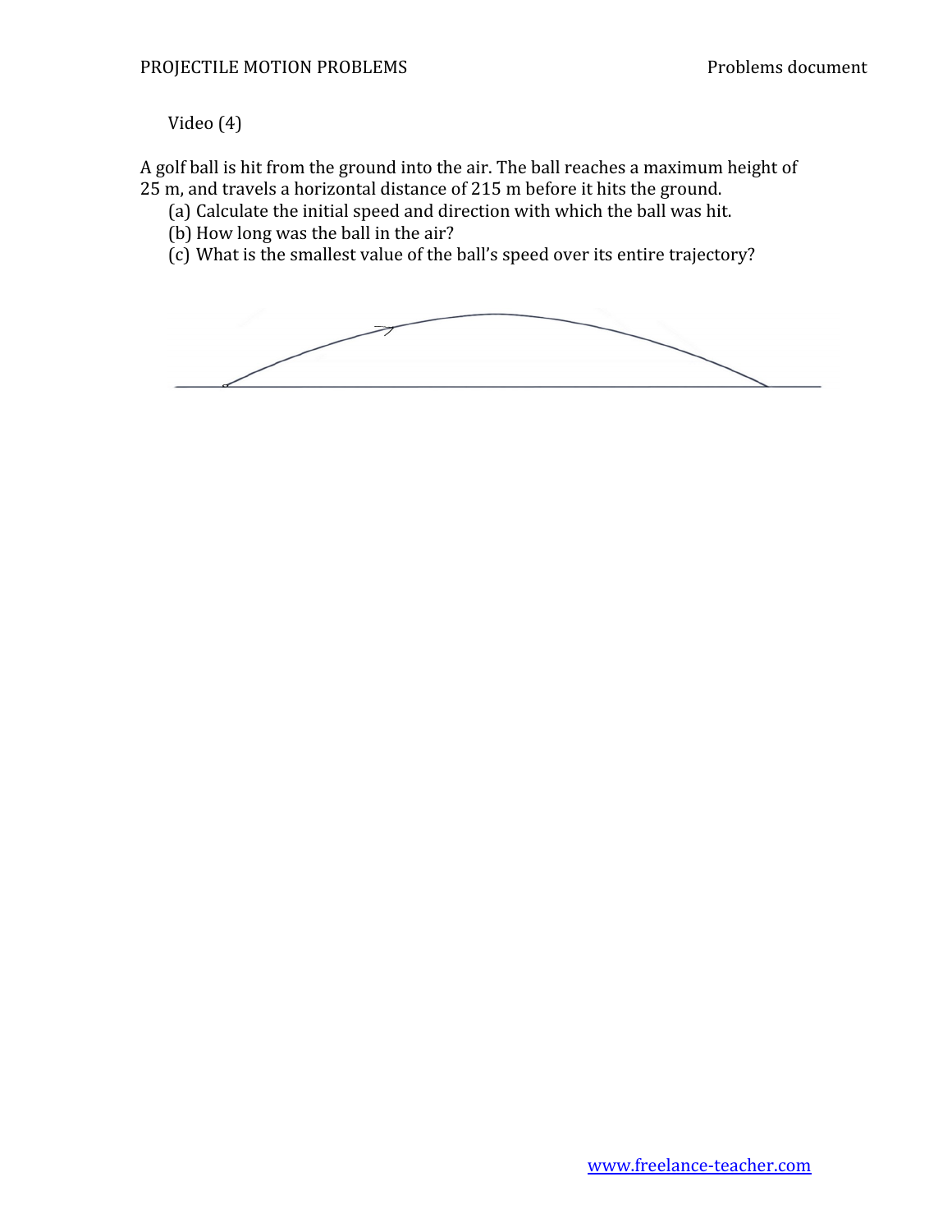Video (4)

A golf ball is hit from the ground into the air. The ball reaches a maximum height of 25 m, and travels a horizontal distance of 215 m before it hits the ground.

(a) Calculate the initial speed and direction with which the ball was hit.

(b) How long was the ball in the air?

(c) What is the smallest value of the ball's speed over its entire trajectory?